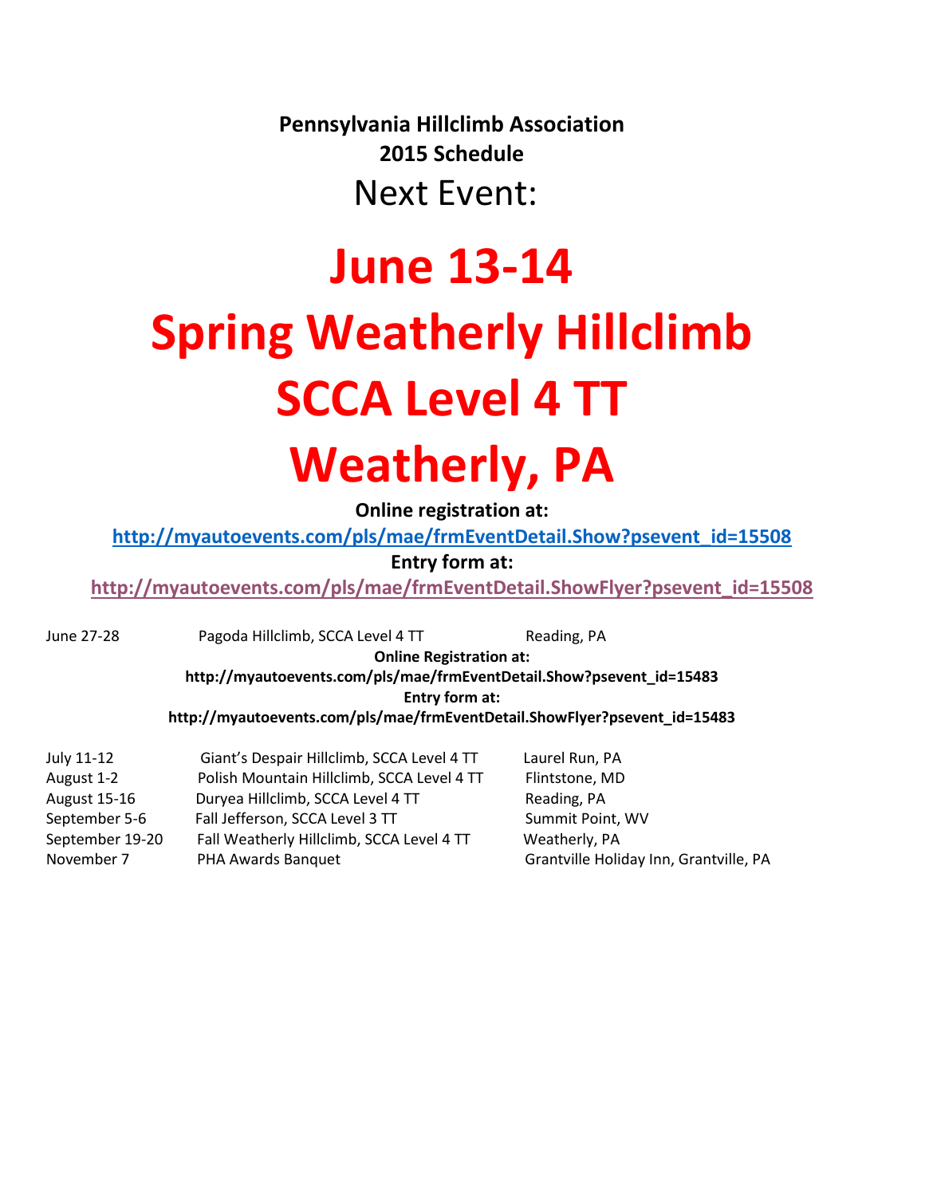**Pennsylvania Hillclimb Association**
**2015 Schedule**

Next Event:

# June 13-14

# Spring Weatherly Hillclimb

# SCCA Level 4 TT

# Weatherly, PA

**Online registration at:**

**http://myautoevents.com/pls/mae/frmEventDetail.Show?psevent_id=15508**

**Entry form at:**

**http://myautoevents.com/pls/mae/frmEventDetail.ShowFlyer?psevent_id=15508**

| | | |
|---|---|---|
| June 27-28 | Pagoda Hillclimb, SCCA Level 4 TT | Reading, PA |

**Online Registration at:**

**http://myautoevents.com/pls/mae/frmEventDetail.Show?psevent_id=15483**

**Entry form at:**

**http://myautoevents.com/pls/mae/frmEventDetail.ShowFlyer?psevent_id=15483**

| | | |
|---|---|---|
| July 11-12 | Giant's Despair Hillclimb, SCCA Level 4 TT | Laurel Run, PA |
| August 1-2 | Polish Mountain Hillclimb, SCCA Level 4 TT | Flintstone, MD |
| August 15-16 | Duryea Hillclimb, SCCA Level 4 TT | Reading, PA |
| September 5-6 | Fall Jefferson, SCCA Level 3 TT | Summit Point, WV |
| September 19-20 | Fall Weatherly Hillclimb, SCCA Level 4 TT | Weatherly, PA |
| November 7 | PHA Awards Banquet | Grantville Holiday Inn, Grantville, PA |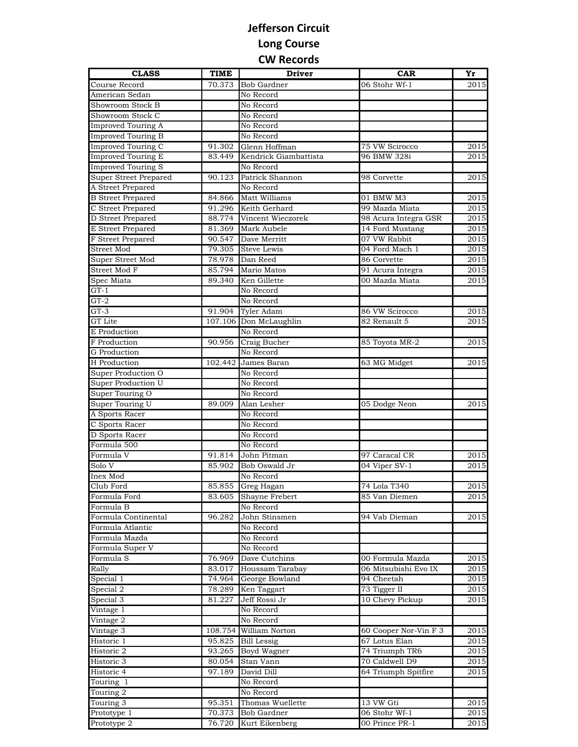# Jefferson Circuit
## Long Course
## CW Records

| CLASS | TIME | Driver | CAR | Yr |
|---|---|---|---|---|
| Course Record | 70.373 | Bob Gardner | 06 Stohr Wf-1 | 2015 |
| American Sedan | | No Record | | |
| Showroom Stock B | | No Record | | |
| Showroom Stock C | | No Record | | |
| Improved Touring A | | No Record | | |
| Improved Touring B | | No Record | | |
| Improved Touring C | 91.302 | Glenn Hoffman | 75 VW Scirocco | 2015 |
| Improved Touring E | 83.449 | Kendrick Giambattista | 96 BMW 328i | 2015 |
| Improved Touring S | | No Record | | |
| Super Street Prepared | 90.123 | Patrick Shannon | 98 Corvette | 2015 |
| A Street Prepared | | No Record | | |
| B Street Prepared | 84.866 | Matt Williams | 01 BMW M3 | 2015 |
| C Street Prepared | 91.296 | Keith Gerhard | 99 Mazda Miata | 2015 |
| D Street Prepared | 88.774 | Vincent Wieczorek | 98 Acura Integra GSR | 2015 |
| E Street Prepared | 81.369 | Mark Aubele | 14 Ford Mustang | 2015 |
| F Street Prepared | 90.547 | Dave Merritt | 07 VW Rabbit | 2015 |
| Street Mod | 79.305 | Steve Lewis | 04 Ford Mach 1 | 2015 |
| Super Street Mod | 78.978 | Dan Reed | 86 Corvette | 2015 |
| Street Mod F | 85.794 | Mario Matos | 91 Acura Integra | 2015 |
| Spec Miata | 89.340 | Ken Gillette | 00 Mazda Miata | 2015 |
| GT-1 | | No Record | | |
| GT-2 | | No Record | | |
| GT-3 | 91.904 | Tyler Adam | 86 VW Scirocco | 2015 |
| GT Lite | 107.106 | Don McLaughlin | 82 Renault 5 | 2015 |
| E Production | | No Record | | |
| F Production | 90.956 | Craig Bucher | 85 Toyota MR-2 | 2015 |
| G Production | | No Record | | |
| H Production | 102.442 | James Baran | 63 MG Midget | 2015 |
| Super Production O | | No Record | | |
| Super Production U | | No Record | | |
| Super Touring O | | No Record | | |
| Super Touring U | 89.009 | Alan Lesher | 05 Dodge Neon | 2015 |
| A Sports Racer | | No Record | | |
| C Sports Racer | | No Record | | |
| D Sports Racer | | No Record | | |
| Formula 500 | | No Record | | |
| Formula V | 91.814 | John Pitman | 97 Caracal CR | 2015 |
| Solo V | 85.902 | Bob Oswald Jr | 04 Viper SV-1 | 2015 |
| Inex Mod | | No Record | | |
| Club Ford | 85.855 | Greg Hagan | 74 Lola T340 | 2015 |
| Formula Ford | 83.605 | Shayne Frebert | 85 Van Diemen | 2015 |
| Formula B | | No Record | | |
| Formula Continental | 96.282 | John Stinsmen | 94 Vab Dieman | 2015 |
| Formula Atlantic | | No Record | | |
| Formula Mazda | | No Record | | |
| Formula Super V | | No Record | | |
| Formula S | 76.969 | Dave Cutchins | 00 Formula Mazda | 2015 |
| Rally | 83.017 | Houssam Tarabay | 06 Mitsubishi Evo IX | 2015 |
| Special 1 | 74.964 | George Bowland | 94 Cheetah | 2015 |
| Special 2 | 78.289 | Ken Taggart | 73 Tigger II | 2015 |
| Special 3 | 81.227 | Jeff Rossi Jr | 10 Chevy Pickup | 2015 |
| Vintage 1 | | No Record | | |
| Vintage 2 | | No Record | | |
| Vintage 3 | 108.754 | William Norton | 60 Cooper Nor-Vin F 3 | 2015 |
| Historic 1 | 95.825 | Bill Lessig | 67 Lotus Elan | 2015 |
| Historic 2 | 93.265 | Boyd Wagner | 74 Triumph TR6 | 2015 |
| Historic 3 | 80.054 | Stan Vann | 70 Caldwell D9 | 2015 |
| Historic 4 | 97.189 | David Dill | 64 Triumph Spitfire | 2015 |
| Touring 1 | | No Record | | |
| Touring 2 | | No Record | | |
| Touring 3 | 95.351 | Thomas Wuellette | 13 VW Gti | 2015 |
| Prototype 1 | 70.373 | Bob Gardner | 06 Stohr Wf-1 | 2015 |
| Prototype 2 | 76.720 | Kurt Eikenberg | 00 Prince PR-1 | 2015 |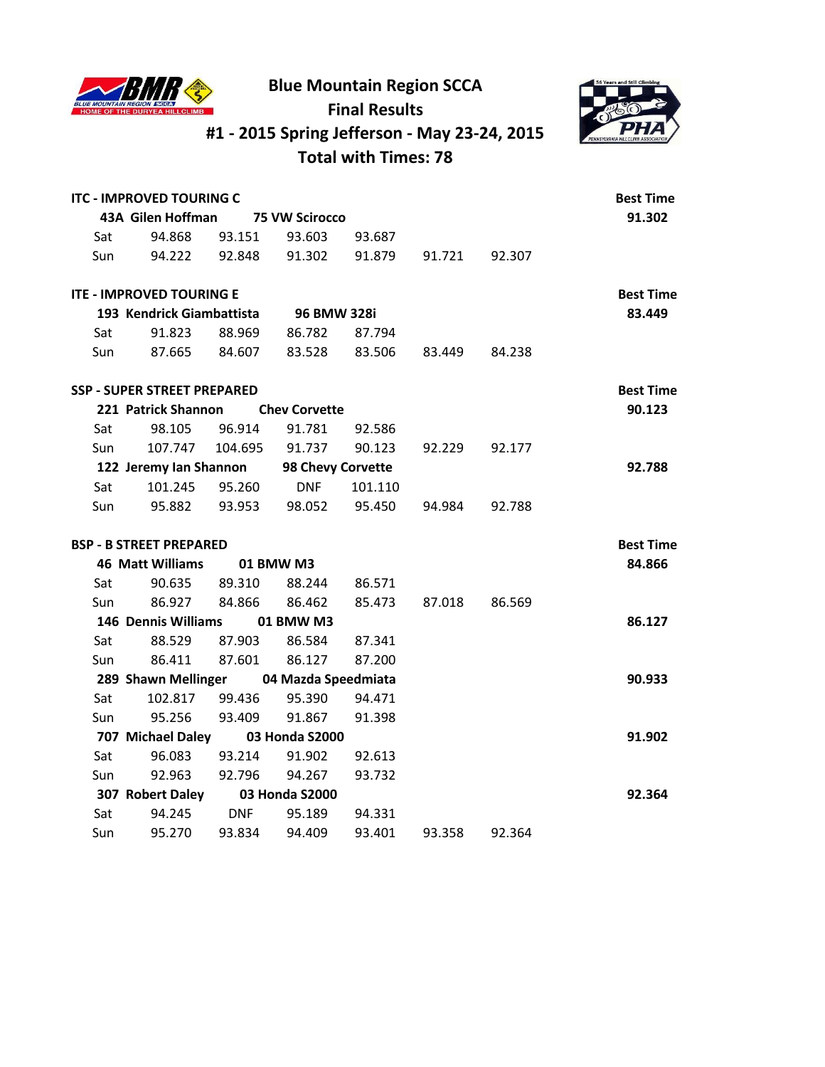# Blue Mountain Region SCCA
## Final Results
## #1 - 2015 Spring Jefferson - May 23-24, 2015
## Total with Times: 78

### ITC - IMPROVED TOURING C

| | | | | | | | Best Time |
|---|---|---|---|---|---|---|---|
| **43A Gilen Hoffman** | **75 VW Scirocco** | | | | | | **91.302** |
| Sat | 94.868 | 93.151 | 93.603 | 93.687 | | | |
| Sun | 94.222 | 92.848 | 91.302 | 91.879 | 91.721 | 92.307 | |

### ITE - IMPROVED TOURING E

| | | | | | | | Best Time |
|---|---|---|---|---|---|---|---|
| **193 Kendrick Giambattista** | **96 BMW 328i** | | | | | | **83.449** |
| Sat | 91.823 | 88.969 | 86.782 | 87.794 | | | |
| Sun | 87.665 | 84.607 | 83.528 | 83.506 | 83.449 | 84.238 | |

### SSP - SUPER STREET PREPARED

| | | | | | | | Best Time |
|---|---|---|---|---|---|---|---|
| **221 Patrick Shannon** | **Chev Corvette** | | | | | | **90.123** |
| Sat | 98.105 | 96.914 | 91.781 | 92.586 | | | |
| Sun | 107.747 | 104.695 | 91.737 | 90.123 | 92.229 | 92.177 | |
| **122 Jeremy Ian Shannon** | **98 Chevy Corvette** | | | | | | **92.788** |
| Sat | 101.245 | 95.260 | DNF | 101.110 | | | |
| Sun | 95.882 | 93.953 | 98.052 | 95.450 | 94.984 | 92.788 | |

### BSP - B STREET PREPARED

| | | | | | | | Best Time |
|---|---|---|---|---|---|---|---|
| **46 Matt Williams** | **01 BMW M3** | | | | | | **84.866** |
| Sat | 90.635 | 89.310 | 88.244 | 86.571 | | | |
| Sun | 86.927 | 84.866 | 86.462 | 85.473 | 87.018 | 86.569 | |
| **146 Dennis Williams** | **01 BMW M3** | | | | | | **86.127** |
| Sat | 88.529 | 87.903 | 86.584 | 87.341 | | | |
| Sun | 86.411 | 87.601 | 86.127 | 87.200 | | | |
| **289 Shawn Mellinger** | **04 Mazda Speedmiata** | | | | | | **90.933** |
| Sat | 102.817 | 99.436 | 95.390 | 94.471 | | | |
| Sun | 95.256 | 93.409 | 91.867 | 91.398 | | | |
| **707 Michael Daley** | **03 Honda S2000** | | | | | | **91.902** |
| Sat | 96.083 | 93.214 | 91.902 | 92.613 | | | |
| Sun | 92.963 | 92.796 | 94.267 | 93.732 | | | |
| **307 Robert Daley** | **03 Honda S2000** | | | | | | **92.364** |
| Sat | 94.245 | DNF | 95.189 | 94.331 | | | |
| Sun | 95.270 | 93.834 | 94.409 | 93.401 | 93.358 | 92.364 | |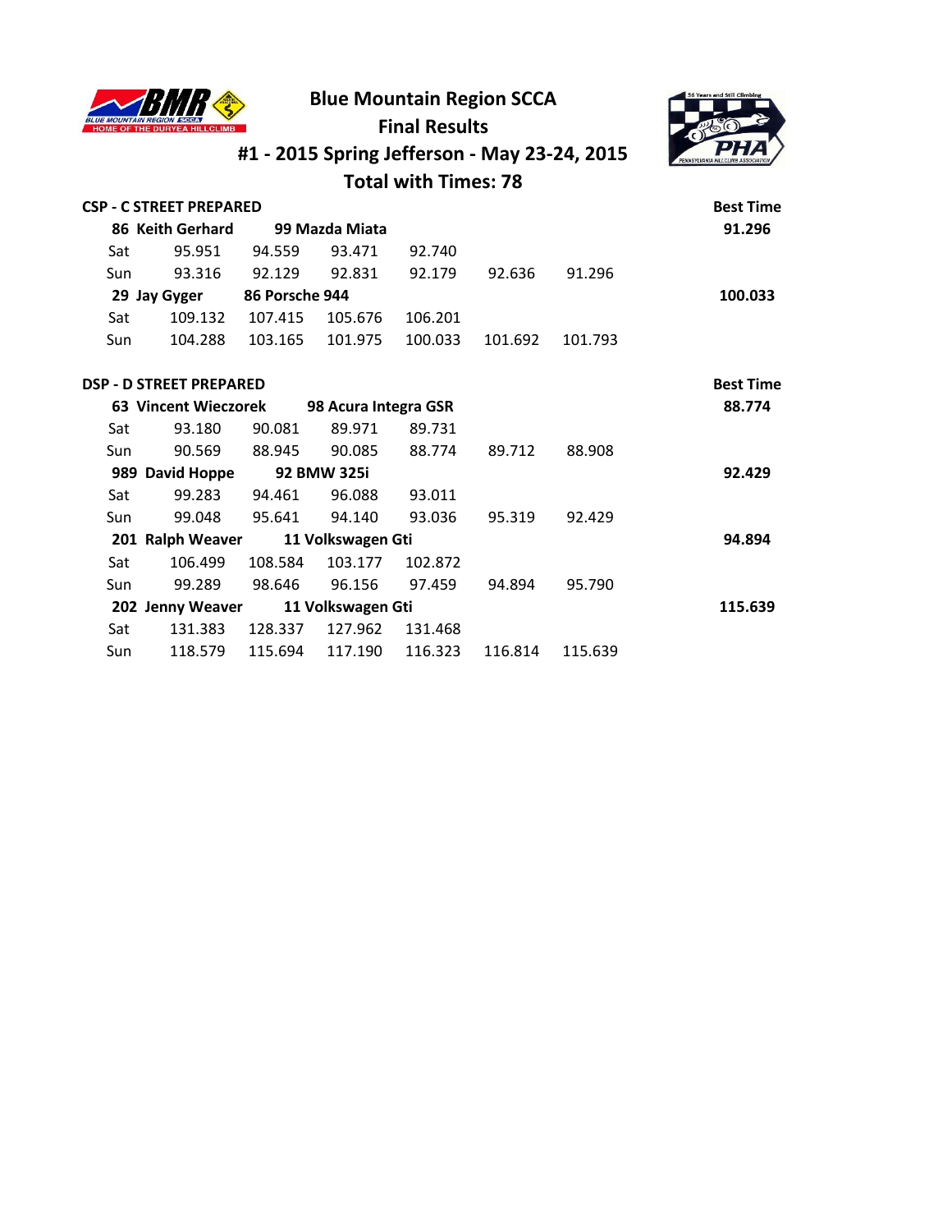# Blue Mountain Region SCCA

## Final Results

## #1 - 2015 Spring Jefferson - May 23-24, 2015

## Total with Times: 78

### CSP - C STREET PREPARED

| | | | | | | | Best Time |
|---|---|---|---|---|---|---|---|
| **86 Keith Gerhard** | | **99 Mazda Miata** | | | | | **91.296** |
| Sat | 95.951 | 94.559 | 93.471 | 92.740 | | | |
| Sun | 93.316 | 92.129 | 92.831 | 92.179 | 92.636 | 91.296 | |
| **29 Jay Gyger** | | **86 Porsche 944** | | | | | **100.033** |
| Sat | 109.132 | 107.415 | 105.676 | 106.201 | | | |
| Sun | 104.288 | 103.165 | 101.975 | 100.033 | 101.692 | 101.793 | |

### DSP - D STREET PREPARED

| | | | | | | | Best Time |
|---|---|---|---|---|---|---|---|
| **63 Vincent Wieczorek** | | **98 Acura Integra GSR** | | | | | **88.774** |
| Sat | 93.180 | 90.081 | 89.971 | 89.731 | | | |
| Sun | 90.569 | 88.945 | 90.085 | 88.774 | 89.712 | 88.908 | |
| **989 David Hoppe** | | **92 BMW 325i** | | | | | **92.429** |
| Sat | 99.283 | 94.461 | 96.088 | 93.011 | | | |
| Sun | 99.048 | 95.641 | 94.140 | 93.036 | 95.319 | 92.429 | |
| **201 Ralph Weaver** | | **11 Volkswagen Gti** | | | | | **94.894** |
| Sat | 106.499 | 108.584 | 103.177 | 102.872 | | | |
| Sun | 99.289 | 98.646 | 96.156 | 97.459 | 94.894 | 95.790 | |
| **202 Jenny Weaver** | | **11 Volkswagen Gti** | | | | | **115.639** |
| Sat | 131.383 | 128.337 | 127.962 | 131.468 | | | |
| Sun | 118.579 | 115.694 | 117.190 | 116.323 | 116.814 | 115.639 | |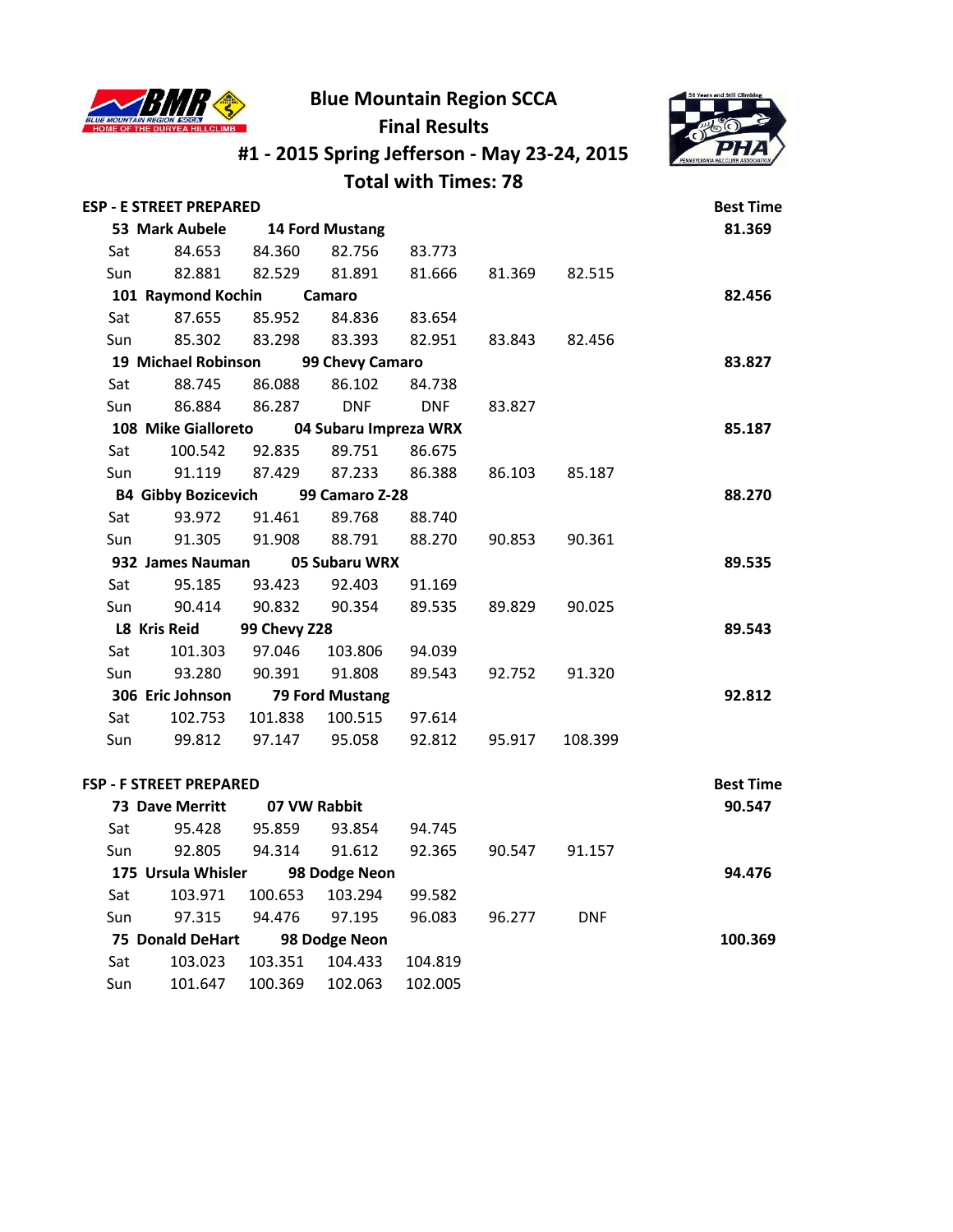# Blue Mountain Region SCCA

## Final Results

## #1 - 2015 Spring Jefferson - May 23-24, 2015

## Total with Times: 78

### ESP - E STREET PREPARED

| | | | | | | | Best Time |
|---|---|---|---|---|---|---|---|
| **53 Mark Aubele** | | **14 Ford Mustang** | | | | | **81.369** |
| Sat | 84.653 | 84.360 | 82.756 | 83.773 | | | |
| Sun | 82.881 | 82.529 | 81.891 | 81.666 | 81.369 | 82.515 | |
| **101 Raymond Kochin** | | **Camaro** | | | | | **82.456** |
| Sat | 87.655 | 85.952 | 84.836 | 83.654 | | | |
| Sun | 85.302 | 83.298 | 83.393 | 82.951 | 83.843 | 82.456 | |
| **19 Michael Robinson** | | **99 Chevy Camaro** | | | | | **83.827** |
| Sat | 88.745 | 86.088 | 86.102 | 84.738 | | | |
| Sun | 86.884 | 86.287 | DNF | DNF | 83.827 | | |
| **108 Mike Gialloreto** | | **04 Subaru Impreza WRX** | | | | | **85.187** |
| Sat | 100.542 | 92.835 | 89.751 | 86.675 | | | |
| Sun | 91.119 | 87.429 | 87.233 | 86.388 | 86.103 | 85.187 | |
| **B4 Gibby Bozicevich** | | **99 Camaro Z-28** | | | | | **88.270** |
| Sat | 93.972 | 91.461 | 89.768 | 88.740 | | | |
| Sun | 91.305 | 91.908 | 88.791 | 88.270 | 90.853 | 90.361 | |
| **932 James Nauman** | | **05 Subaru WRX** | | | | | **89.535** |
| Sat | 95.185 | 93.423 | 92.403 | 91.169 | | | |
| Sun | 90.414 | 90.832 | 90.354 | 89.535 | 89.829 | 90.025 | |
| **L8 Kris Reid** | | **99 Chevy Z28** | | | | | **89.543** |
| Sat | 101.303 | 97.046 | 103.806 | 94.039 | | | |
| Sun | 93.280 | 90.391 | 91.808 | 89.543 | 92.752 | 91.320 | |
| **306 Eric Johnson** | | **79 Ford Mustang** | | | | | **92.812** |
| Sat | 102.753 | 101.838 | 100.515 | 97.614 | | | |
| Sun | 99.812 | 97.147 | 95.058 | 92.812 | 95.917 | 108.399 | |

### FSP - F STREET PREPARED

| | | | | | | | Best Time |
|---|---|---|---|---|---|---|---|
| **73 Dave Merritt** | | **07 VW Rabbit** | | | | | **90.547** |
| Sat | 95.428 | 95.859 | 93.854 | 94.745 | | | |
| Sun | 92.805 | 94.314 | 91.612 | 92.365 | 90.547 | 91.157 | |
| **175 Ursula Whisler** | | **98 Dodge Neon** | | | | | **94.476** |
| Sat | 103.971 | 100.653 | 103.294 | 99.582 | | | |
| Sun | 97.315 | 94.476 | 97.195 | 96.083 | 96.277 | DNF | |
| **75 Donald DeHart** | | **98 Dodge Neon** | | | | | **100.369** |
| Sat | 103.023 | 103.351 | 104.433 | 104.819 | | | |
| Sun | 101.647 | 100.369 | 102.063 | 102.005 | | | |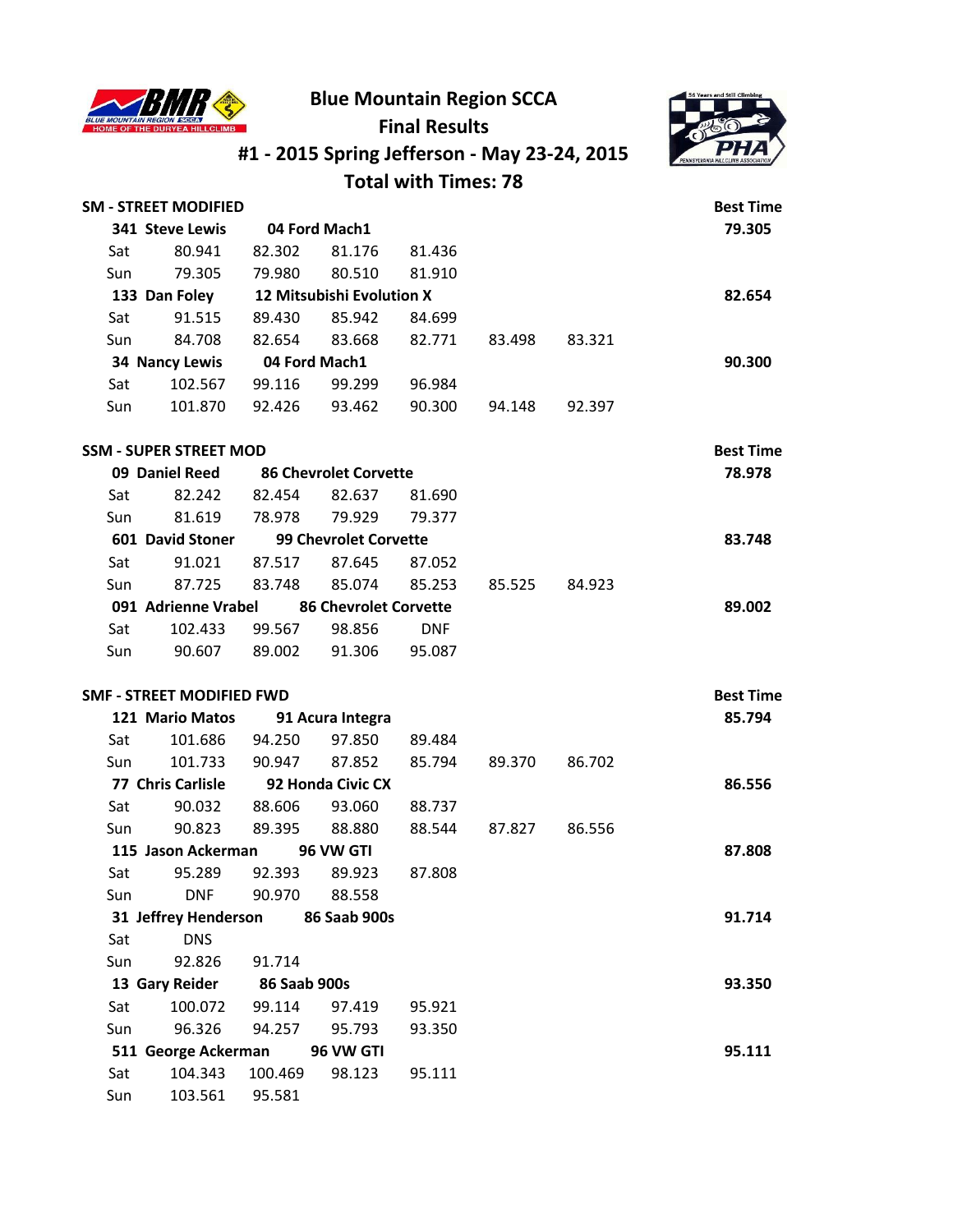# Blue Mountain Region SCCA

## Final Results

## #1 - 2015 Spring Jefferson - May 23-24, 2015

## Total with Times: 78

### SM - STREET MODIFIED

| | | | | | | | Best Time |
|---|---|---|---|---|---|---|---|
| **341 Steve Lewis** | | **04 Ford Mach1** | | | | | **79.305** |
| Sat | 80.941 | 82.302 | 81.176 | 81.436 | | | |
| Sun | 79.305 | 79.980 | 80.510 | 81.910 | | | |
| **133 Dan Foley** | | **12 Mitsubishi Evolution X** | | | | | **82.654** |
| Sat | 91.515 | 89.430 | 85.942 | 84.699 | | | |
| Sun | 84.708 | 82.654 | 83.668 | 82.771 | 83.498 | 83.321 | |
| **34 Nancy Lewis** | | **04 Ford Mach1** | | | | | **90.300** |
| Sat | 102.567 | 99.116 | 99.299 | 96.984 | | | |
| Sun | 101.870 | 92.426 | 93.462 | 90.300 | 94.148 | 92.397 | |

### SSM - SUPER STREET MOD

| | | | | | | | Best Time |
|---|---|---|---|---|---|---|---|
| **09 Daniel Reed** | | **86 Chevrolet Corvette** | | | | | **78.978** |
| Sat | 82.242 | 82.454 | 82.637 | 81.690 | | | |
| Sun | 81.619 | 78.978 | 79.929 | 79.377 | | | |
| **601 David Stoner** | | **99 Chevrolet Corvette** | | | | | **83.748** |
| Sat | 91.021 | 87.517 | 87.645 | 87.052 | | | |
| Sun | 87.725 | 83.748 | 85.074 | 85.253 | 85.525 | 84.923 | |
| **091 Adrienne Vrabel** | | **86 Chevrolet Corvette** | | | | | **89.002** |
| Sat | 102.433 | 99.567 | 98.856 | DNF | | | |
| Sun | 90.607 | 89.002 | 91.306 | 95.087 | | | |

### SMF - STREET MODIFIED FWD

| | | | | | | | Best Time |
|---|---|---|---|---|---|---|---|
| **121 Mario Matos** | | **91 Acura Integra** | | | | | **85.794** |
| Sat | 101.686 | 94.250 | 97.850 | 89.484 | | | |
| Sun | 101.733 | 90.947 | 87.852 | 85.794 | 89.370 | 86.702 | |
| **77 Chris Carlisle** | | **92 Honda Civic CX** | | | | | **86.556** |
| Sat | 90.032 | 88.606 | 93.060 | 88.737 | | | |
| Sun | 90.823 | 89.395 | 88.880 | 88.544 | 87.827 | 86.556 | |
| **115 Jason Ackerman** | | **96 VW GTI** | | | | | **87.808** |
| Sat | 95.289 | 92.393 | 89.923 | 87.808 | | | |
| Sun | DNF | 90.970 | 88.558 | | | | |
| **31 Jeffrey Henderson** | | **86 Saab 900s** | | | | | **91.714** |
| Sat | DNS | | | | | | |
| Sun | 92.826 | 91.714 | | | | | |
| **13 Gary Reider** | | **86 Saab 900s** | | | | | **93.350** |
| Sat | 100.072 | 99.114 | 97.419 | 95.921 | | | |
| Sun | 96.326 | 94.257 | 95.793 | 93.350 | | | |
| **511 George Ackerman** | | **96 VW GTI** | | | | | **95.111** |
| Sat | 104.343 | 100.469 | 98.123 | 95.111 | | | |
| Sun | 103.561 | 95.581 | | | | | |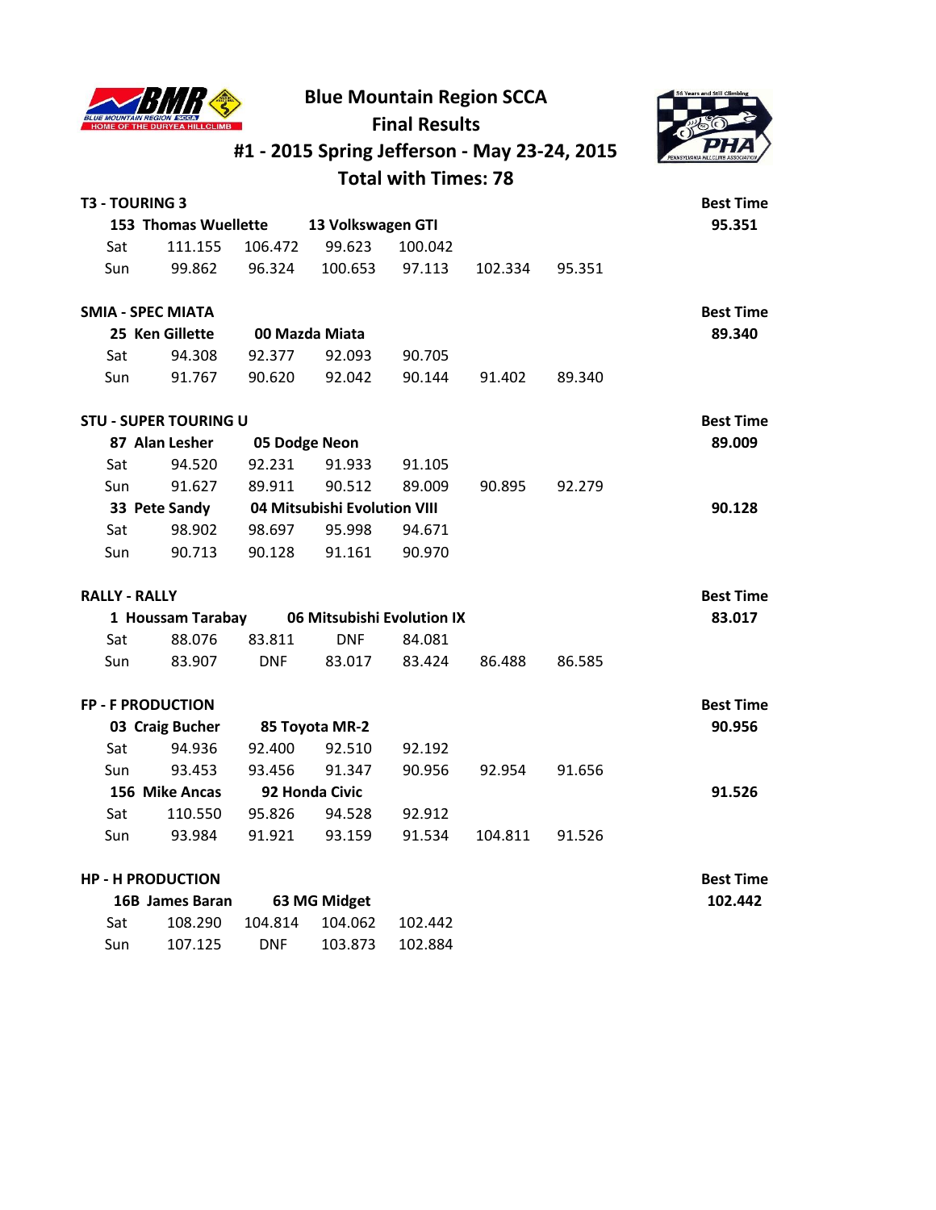# Blue Mountain Region SCCA

## Final Results

## #1 - 2015 Spring Jefferson - May 23-24, 2015

## Total with Times: 78

**T3 - TOURING 3** — Best Time

| | | | | | | | Best Time |
|---|---|---|---|---|---|---|---|
| **153 Thomas Wuellette** | | **13 Volkswagen GTI** | | | | | **95.351** |
| Sat | 111.155 | 106.472 | 99.623 | 100.042 | | | |
| Sun | 99.862 | 96.324 | 100.653 | 97.113 | 102.334 | 95.351 | |

**SMIA - SPEC MIATA** — Best Time

| | | | | | | | Best Time |
|---|---|---|---|---|---|---|---|
| **25 Ken Gillette** | | **00 Mazda Miata** | | | | | **89.340** |
| Sat | 94.308 | 92.377 | 92.093 | 90.705 | | | |
| Sun | 91.767 | 90.620 | 92.042 | 90.144 | 91.402 | 89.340 | |

**STU - SUPER TOURING U** — Best Time

| | | | | | | | Best Time |
|---|---|---|---|---|---|---|---|
| **87 Alan Lesher** | | **05 Dodge Neon** | | | | | **89.009** |
| Sat | 94.520 | 92.231 | 91.933 | 91.105 | | | |
| Sun | 91.627 | 89.911 | 90.512 | 89.009 | 90.895 | 92.279 | |
| **33 Pete Sandy** | | **04 Mitsubishi Evolution VIII** | | | | | **90.128** |
| Sat | 98.902 | 98.697 | 95.998 | 94.671 | | | |
| Sun | 90.713 | 90.128 | 91.161 | 90.970 | | | |

**RALLY - RALLY** — Best Time

| | | | | | | | Best Time |
|---|---|---|---|---|---|---|---|
| **1 Houssam Tarabay** | | **06 Mitsubishi Evolution IX** | | | | | **83.017** |
| Sat | 88.076 | 83.811 | DNF | 84.081 | | | |
| Sun | 83.907 | DNF | 83.017 | 83.424 | 86.488 | 86.585 | |

**FP - F PRODUCTION** — Best Time

| | | | | | | | Best Time |
|---|---|---|---|---|---|---|---|
| **03 Craig Bucher** | | **85 Toyota MR-2** | | | | | **90.956** |
| Sat | 94.936 | 92.400 | 92.510 | 92.192 | | | |
| Sun | 93.453 | 93.456 | 91.347 | 90.956 | 92.954 | 91.656 | |
| **156 Mike Ancas** | | **92 Honda Civic** | | | | | **91.526** |
| Sat | 110.550 | 95.826 | 94.528 | 92.912 | | | |
| Sun | 93.984 | 91.921 | 93.159 | 91.534 | 104.811 | 91.526 | |

**HP - H PRODUCTION** — Best Time

| | | | | | | | Best Time |
|---|---|---|---|---|---|---|---|
| **16B James Baran** | | **63 MG Midget** | | | | | **102.442** |
| Sat | 108.290 | 104.814 | 104.062 | 102.442 | | | |
| Sun | 107.125 | DNF | 103.873 | 102.884 | | | |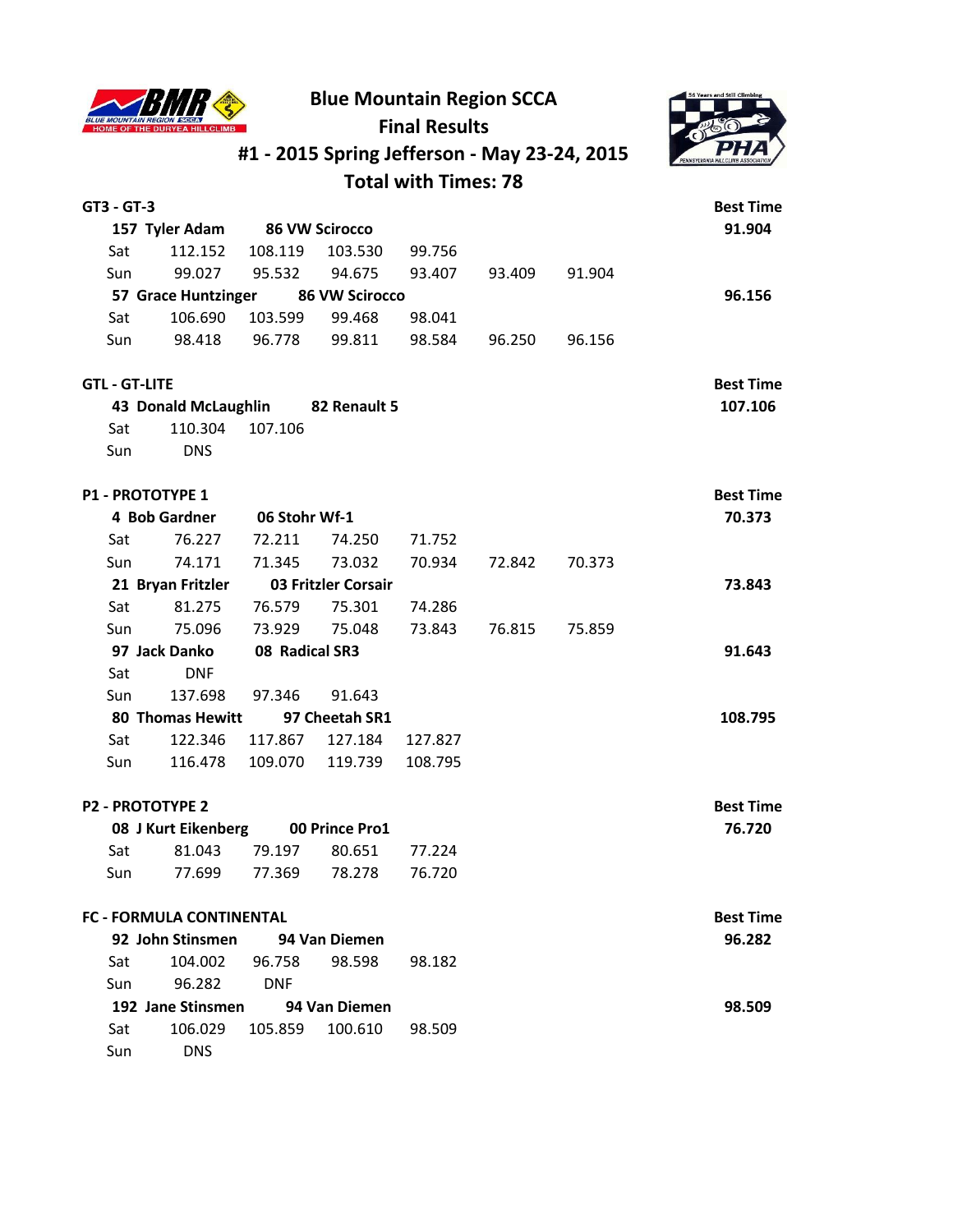# Blue Mountain Region SCCA

## Final Results

## #1 - 2015 Spring Jefferson - May 23-24, 2015

## Total with Times: 78

### GT3 - GT-3

| | | | | | | | Best Time |
|---|---|---|---|---|---|---|---|
| **157 Tyler Adam** | **86 VW Scirocco** | | | | | | **91.904** |
| Sat | 112.152 | 108.119 | 103.530 | 99.756 | | | |
| Sun | 99.027 | 95.532 | 94.675 | 93.407 | 93.409 | 91.904 | |
| **57 Grace Huntzinger** | **86 VW Scirocco** | | | | | | **96.156** |
| Sat | 106.690 | 103.599 | 99.468 | 98.041 | | | |
| Sun | 98.418 | 96.778 | 99.811 | 98.584 | 96.250 | 96.156 | |

### GTL - GT-LITE

| | | | | | | | Best Time |
|---|---|---|---|---|---|---|---|
| **43 Donald McLaughlin** | **82 Renault 5** | | | | | | **107.106** |
| Sat | 110.304 | 107.106 | | | | | |
| Sun | DNS | | | | | | |

### P1 - PROTOTYPE 1

| | | | | | | | Best Time |
|---|---|---|---|---|---|---|---|
| **4 Bob Gardner** | **06 Stohr Wf-1** | | | | | | **70.373** |
| Sat | 76.227 | 72.211 | 74.250 | 71.752 | | | |
| Sun | 74.171 | 71.345 | 73.032 | 70.934 | 72.842 | 70.373 | |
| **21 Bryan Fritzler** | **03 Fritzler Corsair** | | | | | | **73.843** |
| Sat | 81.275 | 76.579 | 75.301 | 74.286 | | | |
| Sun | 75.096 | 73.929 | 75.048 | 73.843 | 76.815 | 75.859 | |
| **97 Jack Danko** | **08 Radical SR3** | | | | | | **91.643** |
| Sat | DNF | | | | | | |
| Sun | 137.698 | 97.346 | 91.643 | | | | |
| **80 Thomas Hewitt** | **97 Cheetah SR1** | | | | | | **108.795** |
| Sat | 122.346 | 117.867 | 127.184 | 127.827 | | | |
| Sun | 116.478 | 109.070 | 119.739 | 108.795 | | | |

### P2 - PROTOTYPE 2

| | | | | | | | Best Time |
|---|---|---|---|---|---|---|---|
| **08 J Kurt Eikenberg** | **00 Prince Pro1** | | | | | | **76.720** |
| Sat | 81.043 | 79.197 | 80.651 | 77.224 | | | |
| Sun | 77.699 | 77.369 | 78.278 | 76.720 | | | |

### FC - FORMULA CONTINENTAL

| | | | | | | | Best Time |
|---|---|---|---|---|---|---|---|
| **92 John Stinsmen** | **94 Van Diemen** | | | | | | **96.282** |
| Sat | 104.002 | 96.758 | 98.598 | 98.182 | | | |
| Sun | 96.282 | DNF | | | | | |
| **192 Jane Stinsmen** | **94 Van Diemen** | | | | | | **98.509** |
| Sat | 106.029 | 105.859 | 100.610 | 98.509 | | | |
| Sun | DNS | | | | | | |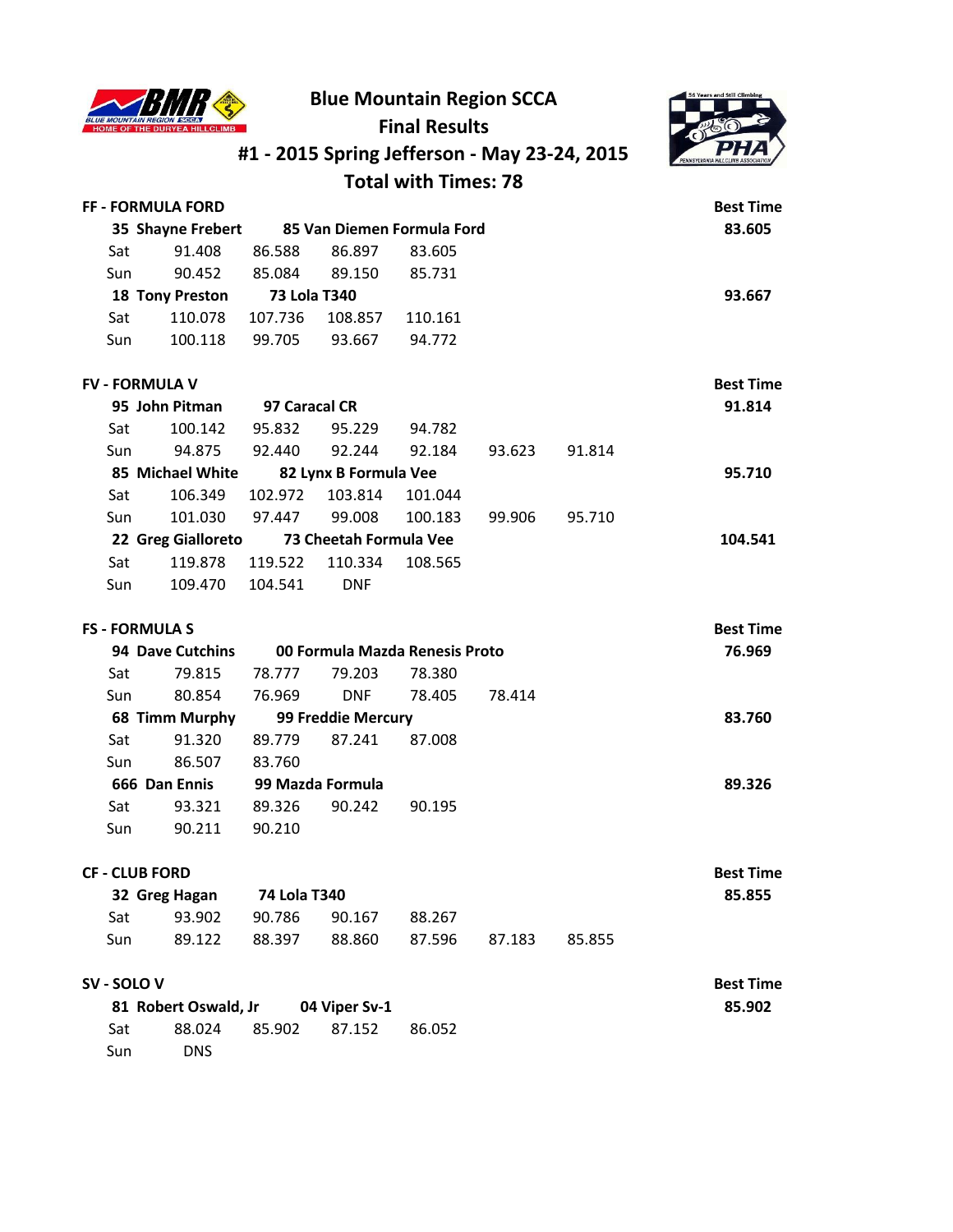# Blue Mountain Region SCCA

## Final Results

## #1 - 2015 Spring Jefferson - May 23-24, 2015

## Total with Times: 78

### FF - FORMULA FORD

| | | | | | | | Best Time |
|---|---|---|---|---|---|---|---|
| **35 Shayne Frebert** | **85 Van Diemen Formula Ford** | | | | | | **83.605** |
| Sat | 91.408 | 86.588 | 86.897 | 83.605 | | | |
| Sun | 90.452 | 85.084 | 89.150 | 85.731 | | | |
| **18 Tony Preston** | **73 Lola T340** | | | | | | **93.667** |
| Sat | 110.078 | 107.736 | 108.857 | 110.161 | | | |
| Sun | 100.118 | 99.705 | 93.667 | 94.772 | | | |

### FV - FORMULA V

| | | | | | | | Best Time |
|---|---|---|---|---|---|---|---|
| **95 John Pitman** | **97 Caracal CR** | | | | | | **91.814** |
| Sat | 100.142 | 95.832 | 95.229 | 94.782 | | | |
| Sun | 94.875 | 92.440 | 92.244 | 92.184 | 93.623 | 91.814 | |
| **85 Michael White** | **82 Lynx B Formula Vee** | | | | | | **95.710** |
| Sat | 106.349 | 102.972 | 103.814 | 101.044 | | | |
| Sun | 101.030 | 97.447 | 99.008 | 100.183 | 99.906 | 95.710 | |
| **22 Greg Gialloreto** | **73 Cheetah Formula Vee** | | | | | | **104.541** |
| Sat | 119.878 | 119.522 | 110.334 | 108.565 | | | |
| Sun | 109.470 | 104.541 | DNF | | | | |

### FS - FORMULA S

| | | | | | | | Best Time |
|---|---|---|---|---|---|---|---|
| **94 Dave Cutchins** | **00 Formula Mazda Renesis Proto** | | | | | | **76.969** |
| Sat | 79.815 | 78.777 | 79.203 | 78.380 | | | |
| Sun | 80.854 | 76.969 | DNF | 78.405 | 78.414 | | |
| **68 Timm Murphy** | **99 Freddie Mercury** | | | | | | **83.760** |
| Sat | 91.320 | 89.779 | 87.241 | 87.008 | | | |
| Sun | 86.507 | 83.760 | | | | | |
| **666 Dan Ennis** | **99 Mazda Formula** | | | | | | **89.326** |
| Sat | 93.321 | 89.326 | 90.242 | 90.195 | | | |
| Sun | 90.211 | 90.210 | | | | | |

### CF - CLUB FORD

| | | | | | | | Best Time |
|---|---|---|---|---|---|---|---|
| **32 Greg Hagan** | **74 Lola T340** | | | | | | **85.855** |
| Sat | 93.902 | 90.786 | 90.167 | 88.267 | | | |
| Sun | 89.122 | 88.397 | 88.860 | 87.596 | 87.183 | 85.855 | |

### SV - SOLO V

| | | | | | | | Best Time |
|---|---|---|---|---|---|---|---|
| **81 Robert Oswald, Jr** | **04 Viper Sv-1** | | | | | | **85.902** |
| Sat | 88.024 | 85.902 | 87.152 | 86.052 | | | |
| Sun | DNS | | | | | | |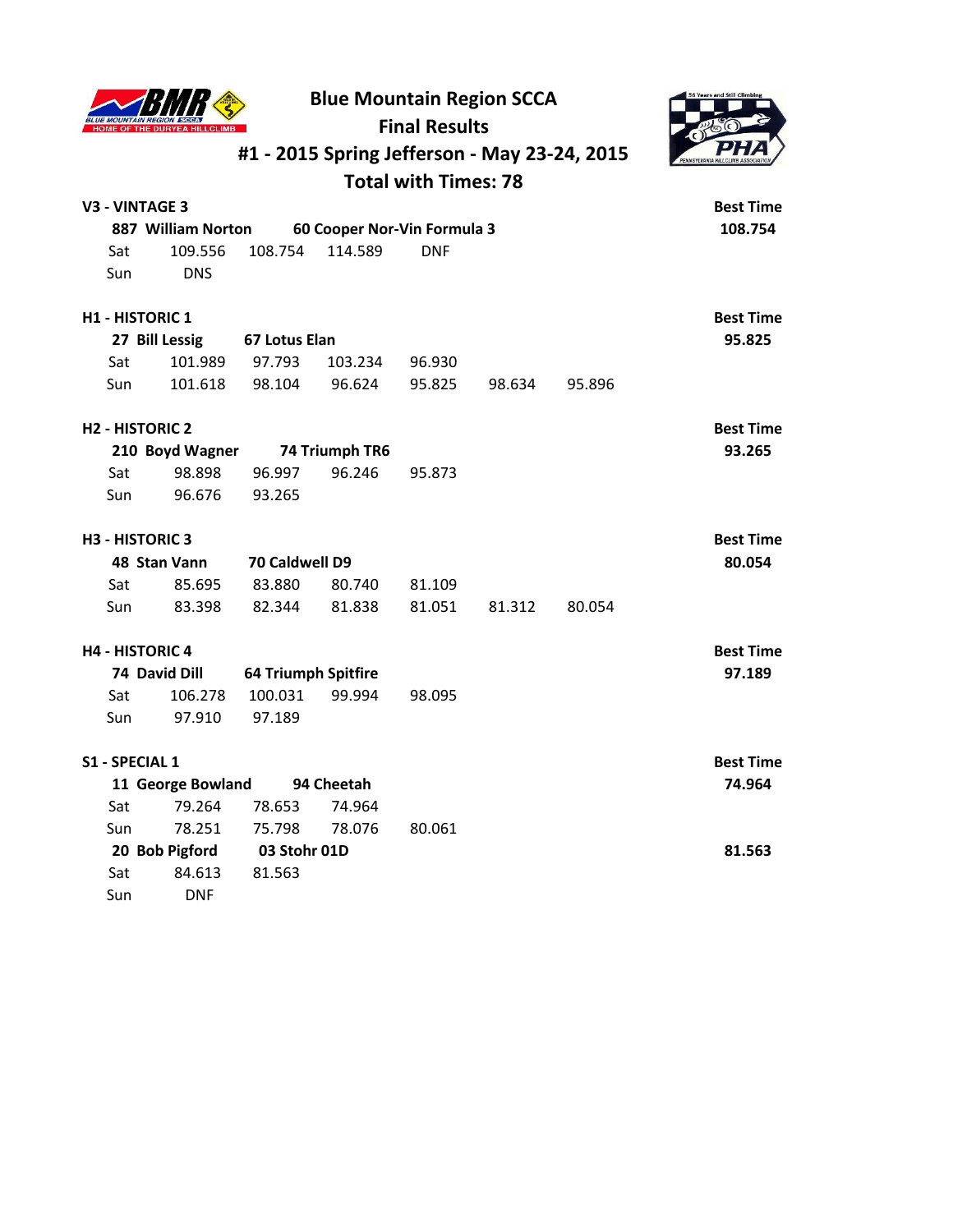# Blue Mountain Region SCCA

## Final Results

## #1 - 2015 Spring Jefferson - May 23-24, 2015

## Total with Times: 78

### V3 - VINTAGE 3

| | | | | | | | Best Time |
|---|---|---|---|---|---|---|---|
| **887 William Norton** | | **60 Cooper Nor-Vin Formula 3** | | | | | **108.754** |
| Sat | 109.556 | 108.754 | 114.589 | DNF | | | |
| Sun | DNS | | | | | | |

### H1 - HISTORIC 1

| | | | | | | | Best Time |
|---|---|---|---|---|---|---|---|
| **27 Bill Lessig** | | **67 Lotus Elan** | | | | | **95.825** |
| Sat | 101.989 | 97.793 | 103.234 | 96.930 | | | |
| Sun | 101.618 | 98.104 | 96.624 | 95.825 | 98.634 | 95.896 | |

### H2 - HISTORIC 2

| | | | | | | | Best Time |
|---|---|---|---|---|---|---|---|
| **210 Boyd Wagner** | | **74 Triumph TR6** | | | | | **93.265** |
| Sat | 98.898 | 96.997 | 96.246 | 95.873 | | | |
| Sun | 96.676 | 93.265 | | | | | |

### H3 - HISTORIC 3

| | | | | | | | Best Time |
|---|---|---|---|---|---|---|---|
| **48 Stan Vann** | | **70 Caldwell D9** | | | | | **80.054** |
| Sat | 85.695 | 83.880 | 80.740 | 81.109 | | | |
| Sun | 83.398 | 82.344 | 81.838 | 81.051 | 81.312 | 80.054 | |

### H4 - HISTORIC 4

| | | | | | | | Best Time |
|---|---|---|---|---|---|---|---|
| **74 David Dill** | | **64 Triumph Spitfire** | | | | | **97.189** |
| Sat | 106.278 | 100.031 | 99.994 | 98.095 | | | |
| Sun | 97.910 | 97.189 | | | | | |

### S1 - SPECIAL 1

| | | | | | | | Best Time |
|---|---|---|---|---|---|---|---|
| **11 George Bowland** | | **94 Cheetah** | | | | | **74.964** |
| Sat | 79.264 | 78.653 | 74.964 | | | | |
| Sun | 78.251 | 75.798 | 78.076 | 80.061 | | | |
| **20 Bob Pigford** | | **03 Stohr 01D** | | | | | **81.563** |
| Sat | 84.613 | 81.563 | | | | | |
| Sun | DNF | | | | | | |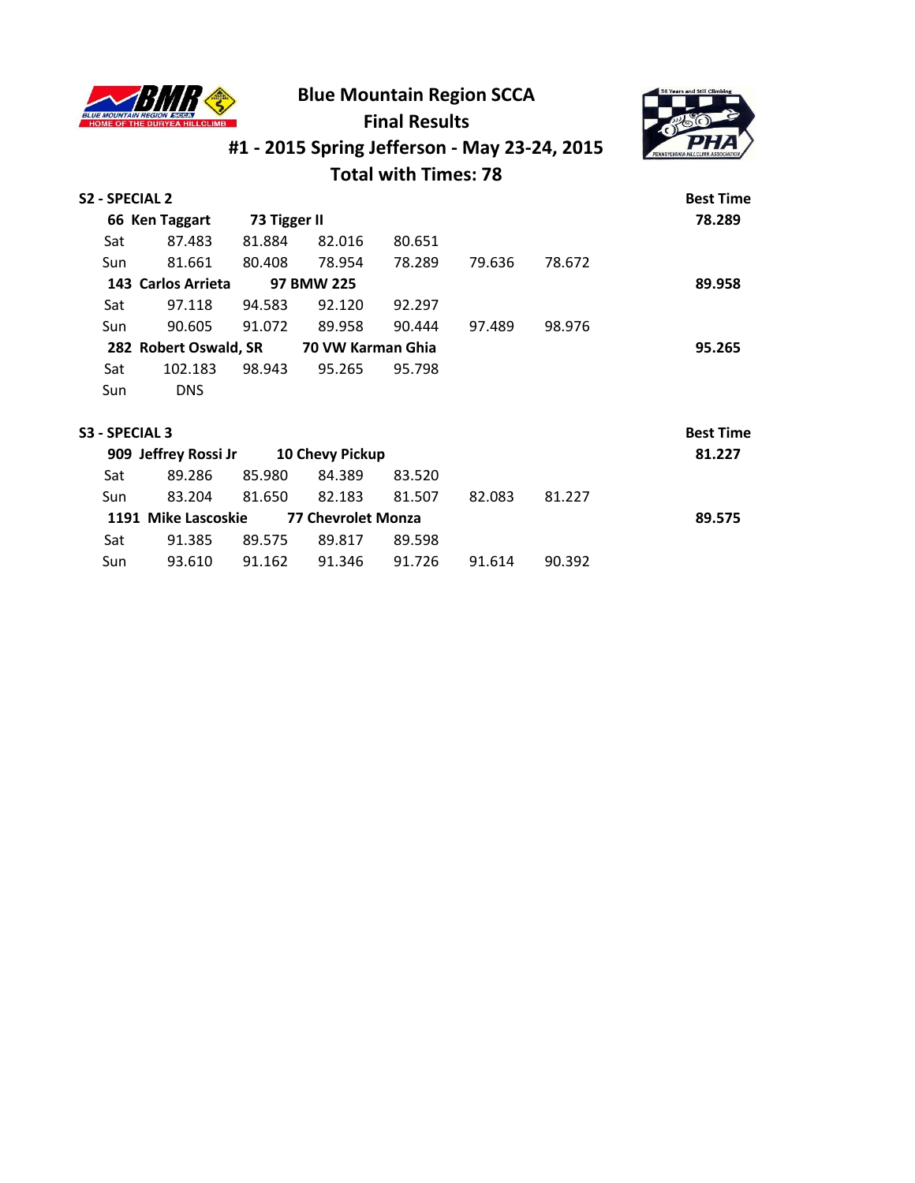# Blue Mountain Region SCCA

## Final Results

## #1 - 2015 Spring Jefferson - May 23-24, 2015

## Total with Times: 78

### S2 - SPECIAL 2

| | | | | | | | Best Time |
|---|---|---|---|---|---|---|---|
| **66 Ken Taggart** | **73 Tigger II** | | | | | | **78.289** |
| Sat | 87.483 | 81.884 | 82.016 | 80.651 | | | |
| Sun | 81.661 | 80.408 | 78.954 | 78.289 | 79.636 | 78.672 | |
| **143 Carlos Arrieta** | **97 BMW 225** | | | | | | **89.958** |
| Sat | 97.118 | 94.583 | 92.120 | 92.297 | | | |
| Sun | 90.605 | 91.072 | 89.958 | 90.444 | 97.489 | 98.976 | |
| **282 Robert Oswald, SR** | **70 VW Karman Ghia** | | | | | | **95.265** |
| Sat | 102.183 | 98.943 | 95.265 | 95.798 | | | |
| Sun | DNS | | | | | | |

### S3 - SPECIAL 3

| | | | | | | | Best Time |
|---|---|---|---|---|---|---|---|
| **909 Jeffrey Rossi Jr** | **10 Chevy Pickup** | | | | | | **81.227** |
| Sat | 89.286 | 85.980 | 84.389 | 83.520 | | | |
| Sun | 83.204 | 81.650 | 82.183 | 81.507 | 82.083 | 81.227 | |
| **1191 Mike Lascoskie** | **77 Chevrolet Monza** | | | | | | **89.575** |
| Sat | 91.385 | 89.575 | 89.817 | 89.598 | | | |
| Sun | 93.610 | 91.162 | 91.346 | 91.726 | 91.614 | 90.392 | |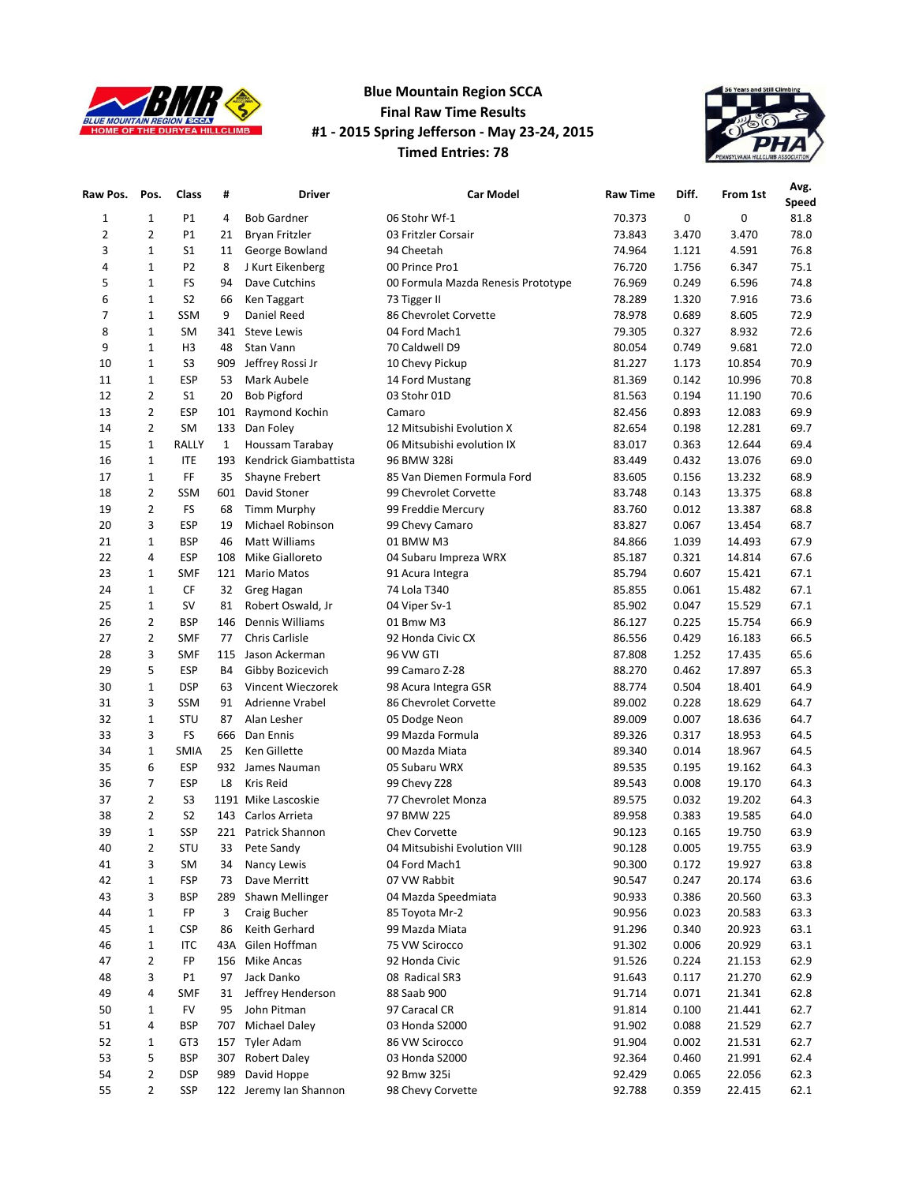# Blue Mountain Region SCCA
## Final Raw Time Results
## #1 - 2015 Spring Jefferson - May 23-24, 2015
## Timed Entries: 78

| Raw Pos. | Pos. | Class | # | Driver | Car Model | Raw Time | Diff. | From 1st | Avg. Speed |
|---|---|---|---|---|---|---|---|---|---|
| 1 | 1 | P1 | 4 | Bob Gardner | 06 Stohr Wf-1 | 70.373 | 0 | 0 | 81.8 |
| 2 | 2 | P1 | 21 | Bryan Fritzler | 03 Fritzler Corsair | 73.843 | 3.470 | 3.470 | 78.0 |
| 3 | 1 | S1 | 11 | George Bowland | 94 Cheetah | 74.964 | 1.121 | 4.591 | 76.8 |
| 4 | 1 | P2 | 8 | J Kurt Eikenberg | 00 Prince Pro1 | 76.720 | 1.756 | 6.347 | 75.1 |
| 5 | 1 | FS | 94 | Dave Cutchins | 00 Formula Mazda Renesis Prototype | 76.969 | 0.249 | 6.596 | 74.8 |
| 6 | 1 | S2 | 66 | Ken Taggart | 73 Tigger II | 78.289 | 1.320 | 7.916 | 73.6 |
| 7 | 1 | SSM | 9 | Daniel Reed | 86 Chevrolet Corvette | 78.978 | 0.689 | 8.605 | 72.9 |
| 8 | 1 | SM | 341 | Steve Lewis | 04 Ford Mach1 | 79.305 | 0.327 | 8.932 | 72.6 |
| 9 | 1 | H3 | 48 | Stan Vann | 70 Caldwell D9 | 80.054 | 0.749 | 9.681 | 72.0 |
| 10 | 1 | S3 | 909 | Jeffrey Rossi Jr | 10 Chevy Pickup | 81.227 | 1.173 | 10.854 | 70.9 |
| 11 | 1 | ESP | 53 | Mark Aubele | 14 Ford Mustang | 81.369 | 0.142 | 10.996 | 70.8 |
| 12 | 2 | S1 | 20 | Bob Pigford | 03 Stohr 01D | 81.563 | 0.194 | 11.190 | 70.6 |
| 13 | 2 | ESP | 101 | Raymond Kochin | Camaro | 82.456 | 0.893 | 12.083 | 69.9 |
| 14 | 2 | SM | 133 | Dan Foley | 12 Mitsubishi Evolution X | 82.654 | 0.198 | 12.281 | 69.7 |
| 15 | 1 | RALLY | 1 | Houssam Tarabay | 06 Mitsubishi evolution IX | 83.017 | 0.363 | 12.644 | 69.4 |
| 16 | 1 | ITE | 193 | Kendrick Giambattista | 96 BMW 328i | 83.449 | 0.432 | 13.076 | 69.0 |
| 17 | 1 | FF | 35 | Shayne Frebert | 85 Van Diemen Formula Ford | 83.605 | 0.156 | 13.232 | 68.9 |
| 18 | 2 | SSM | 601 | David Stoner | 99 Chevrolet Corvette | 83.748 | 0.143 | 13.375 | 68.8 |
| 19 | 2 | FS | 68 | Timm Murphy | 99 Freddie Mercury | 83.760 | 0.012 | 13.387 | 68.8 |
| 20 | 3 | ESP | 19 | Michael Robinson | 99 Chevy Camaro | 83.827 | 0.067 | 13.454 | 68.7 |
| 21 | 1 | BSP | 46 | Matt Williams | 01 BMW M3 | 84.866 | 1.039 | 14.493 | 67.9 |
| 22 | 4 | ESP | 108 | Mike Gialloreto | 04 Subaru Impreza WRX | 85.187 | 0.321 | 14.814 | 67.6 |
| 23 | 1 | SMF | 121 | Mario Matos | 91 Acura Integra | 85.794 | 0.607 | 15.421 | 67.1 |
| 24 | 1 | CF | 32 | Greg Hagan | 74 Lola T340 | 85.855 | 0.061 | 15.482 | 67.1 |
| 25 | 1 | SV | 81 | Robert Oswald, Jr | 04 Viper Sv-1 | 85.902 | 0.047 | 15.529 | 67.1 |
| 26 | 2 | BSP | 146 | Dennis Williams | 01 Bmw M3 | 86.127 | 0.225 | 15.754 | 66.9 |
| 27 | 2 | SMF | 77 | Chris Carlisle | 92 Honda Civic CX | 86.556 | 0.429 | 16.183 | 66.5 |
| 28 | 3 | SMF | 115 | Jason Ackerman | 96 VW GTI | 87.808 | 1.252 | 17.435 | 65.6 |
| 29 | 5 | ESP | B4 | Gibby Bozicevich | 99 Camaro Z-28 | 88.270 | 0.462 | 17.897 | 65.3 |
| 30 | 1 | DSP | 63 | Vincent Wieczorek | 98 Acura Integra GSR | 88.774 | 0.504 | 18.401 | 64.9 |
| 31 | 3 | SSM | 91 | Adrienne Vrabel | 86 Chevrolet Corvette | 89.002 | 0.228 | 18.629 | 64.7 |
| 32 | 1 | STU | 87 | Alan Lesher | 05 Dodge Neon | 89.009 | 0.007 | 18.636 | 64.7 |
| 33 | 3 | FS | 666 | Dan Ennis | 99 Mazda Formula | 89.326 | 0.317 | 18.953 | 64.5 |
| 34 | 1 | SMIA | 25 | Ken Gillette | 00 Mazda Miata | 89.340 | 0.014 | 18.967 | 64.5 |
| 35 | 6 | ESP | 932 | James Nauman | 05 Subaru WRX | 89.535 | 0.195 | 19.162 | 64.3 |
| 36 | 7 | ESP | L8 | Kris Reid | 99 Chevy Z28 | 89.543 | 0.008 | 19.170 | 64.3 |
| 37 | 2 | S3 | 1191 | Mike Lascoskie | 77 Chevrolet Monza | 89.575 | 0.032 | 19.202 | 64.3 |
| 38 | 2 | S2 | 143 | Carlos Arrieta | 97 BMW 225 | 89.958 | 0.383 | 19.585 | 64.0 |
| 39 | 1 | SSP | 221 | Patrick Shannon | Chev Corvette | 90.123 | 0.165 | 19.750 | 63.9 |
| 40 | 2 | STU | 33 | Pete Sandy | 04 Mitsubishi Evolution VIII | 90.128 | 0.005 | 19.755 | 63.9 |
| 41 | 3 | SM | 34 | Nancy Lewis | 04 Ford Mach1 | 90.300 | 0.172 | 19.927 | 63.8 |
| 42 | 1 | FSP | 73 | Dave Merritt | 07 VW Rabbit | 90.547 | 0.247 | 20.174 | 63.6 |
| 43 | 3 | BSP | 289 | Shawn Mellinger | 04 Mazda Speedmiata | 90.933 | 0.386 | 20.560 | 63.3 |
| 44 | 1 | FP | 3 | Craig Bucher | 85 Toyota Mr-2 | 90.956 | 0.023 | 20.583 | 63.3 |
| 45 | 1 | CSP | 86 | Keith Gerhard | 99 Mazda Miata | 91.296 | 0.340 | 20.923 | 63.1 |
| 46 | 1 | ITC | 43A | Gilen Hoffman | 75 VW Scirocco | 91.302 | 0.006 | 20.929 | 63.1 |
| 47 | 2 | FP | 156 | Mike Ancas | 92 Honda Civic | 91.526 | 0.224 | 21.153 | 62.9 |
| 48 | 3 | P1 | 97 | Jack Danko | 08 Radical SR3 | 91.643 | 0.117 | 21.270 | 62.9 |
| 49 | 4 | SMF | 31 | Jeffrey Henderson | 88 Saab 900 | 91.714 | 0.071 | 21.341 | 62.8 |
| 50 | 1 | FV | 95 | John Pitman | 97 Caracal CR | 91.814 | 0.100 | 21.441 | 62.7 |
| 51 | 4 | BSP | 707 | Michael Daley | 03 Honda S2000 | 91.902 | 0.088 | 21.529 | 62.7 |
| 52 | 1 | GT3 | 157 | Tyler Adam | 86 VW Scirocco | 91.904 | 0.002 | 21.531 | 62.7 |
| 53 | 5 | BSP | 307 | Robert Daley | 03 Honda S2000 | 92.364 | 0.460 | 21.991 | 62.4 |
| 54 | 2 | DSP | 989 | David Hoppe | 92 Bmw 325i | 92.429 | 0.065 | 22.056 | 62.3 |
| 55 | 2 | SSP | 122 | Jeremy Ian Shannon | 98 Chevy Corvette | 92.788 | 0.359 | 22.415 | 62.1 |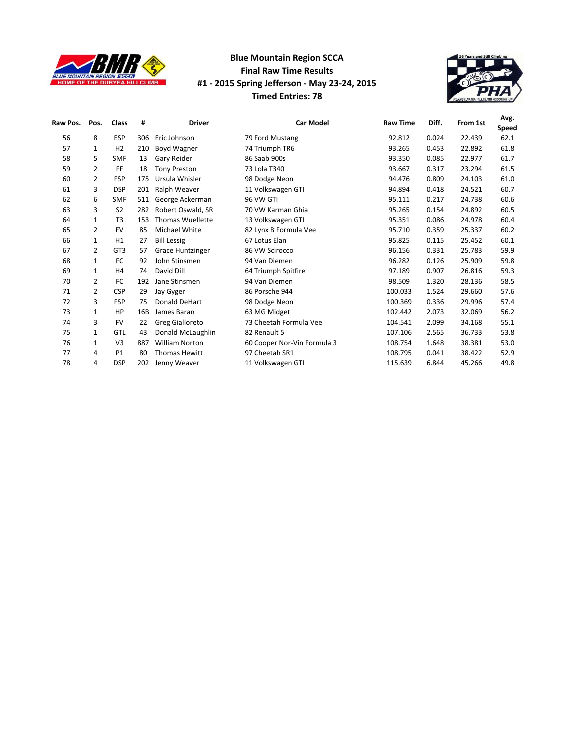**Blue Mountain Region SCCA**
**Final Raw Time Results**
**#1 - 2015 Spring Jefferson - May 23-24, 2015**
**Timed Entries: 78**

| Raw Pos. | Pos. | Class | # | Driver | Car Model | Raw Time | Diff. | From 1st | Avg. Speed |
|---|---|---|---|---|---|---|---|---|---|
| 56 | 8 | ESP | 306 | Eric Johnson | 79 Ford Mustang | 92.812 | 0.024 | 22.439 | 62.1 |
| 57 | 1 | H2 | 210 | Boyd Wagner | 74 Triumph TR6 | 93.265 | 0.453 | 22.892 | 61.8 |
| 58 | 5 | SMF | 13 | Gary Reider | 86 Saab 900s | 93.350 | 0.085 | 22.977 | 61.7 |
| 59 | 2 | FF | 18 | Tony Preston | 73 Lola T340 | 93.667 | 0.317 | 23.294 | 61.5 |
| 60 | 2 | FSP | 175 | Ursula Whisler | 98 Dodge Neon | 94.476 | 0.809 | 24.103 | 61.0 |
| 61 | 3 | DSP | 201 | Ralph Weaver | 11 Volkswagen GTI | 94.894 | 0.418 | 24.521 | 60.7 |
| 62 | 6 | SMF | 511 | George Ackerman | 96 VW GTI | 95.111 | 0.217 | 24.738 | 60.6 |
| 63 | 3 | S2 | 282 | Robert Oswald, SR | 70 VW Karman Ghia | 95.265 | 0.154 | 24.892 | 60.5 |
| 64 | 1 | T3 | 153 | Thomas Wuellette | 13 Volkswagen GTI | 95.351 | 0.086 | 24.978 | 60.4 |
| 65 | 2 | FV | 85 | Michael White | 82 Lynx B Formula Vee | 95.710 | 0.359 | 25.337 | 60.2 |
| 66 | 1 | H1 | 27 | Bill Lessig | 67 Lotus Elan | 95.825 | 0.115 | 25.452 | 60.1 |
| 67 | 2 | GT3 | 57 | Grace Huntzinger | 86 VW Scirocco | 96.156 | 0.331 | 25.783 | 59.9 |
| 68 | 1 | FC | 92 | John Stinsmen | 94 Van Diemen | 96.282 | 0.126 | 25.909 | 59.8 |
| 69 | 1 | H4 | 74 | David Dill | 64 Triumph Spitfire | 97.189 | 0.907 | 26.816 | 59.3 |
| 70 | 2 | FC | 192 | Jane Stinsmen | 94 Van Diemen | 98.509 | 1.320 | 28.136 | 58.5 |
| 71 | 2 | CSP | 29 | Jay Gyger | 86 Porsche 944 | 100.033 | 1.524 | 29.660 | 57.6 |
| 72 | 3 | FSP | 75 | Donald DeHart | 98 Dodge Neon | 100.369 | 0.336 | 29.996 | 57.4 |
| 73 | 1 | HP | 16B | James Baran | 63 MG Midget | 102.442 | 2.073 | 32.069 | 56.2 |
| 74 | 3 | FV | 22 | Greg Gialloreto | 73 Cheetah Formula Vee | 104.541 | 2.099 | 34.168 | 55.1 |
| 75 | 1 | GTL | 43 | Donald McLaughlin | 82 Renault 5 | 107.106 | 2.565 | 36.733 | 53.8 |
| 76 | 1 | V3 | 887 | William Norton | 60 Cooper Nor-Vin Formula 3 | 108.754 | 1.648 | 38.381 | 53.0 |
| 77 | 4 | P1 | 80 | Thomas Hewitt | 97 Cheetah SR1 | 108.795 | 0.041 | 38.422 | 52.9 |
| 78 | 4 | DSP | 202 | Jenny Weaver | 11 Volkswagen GTI | 115.639 | 6.844 | 45.266 | 49.8 |